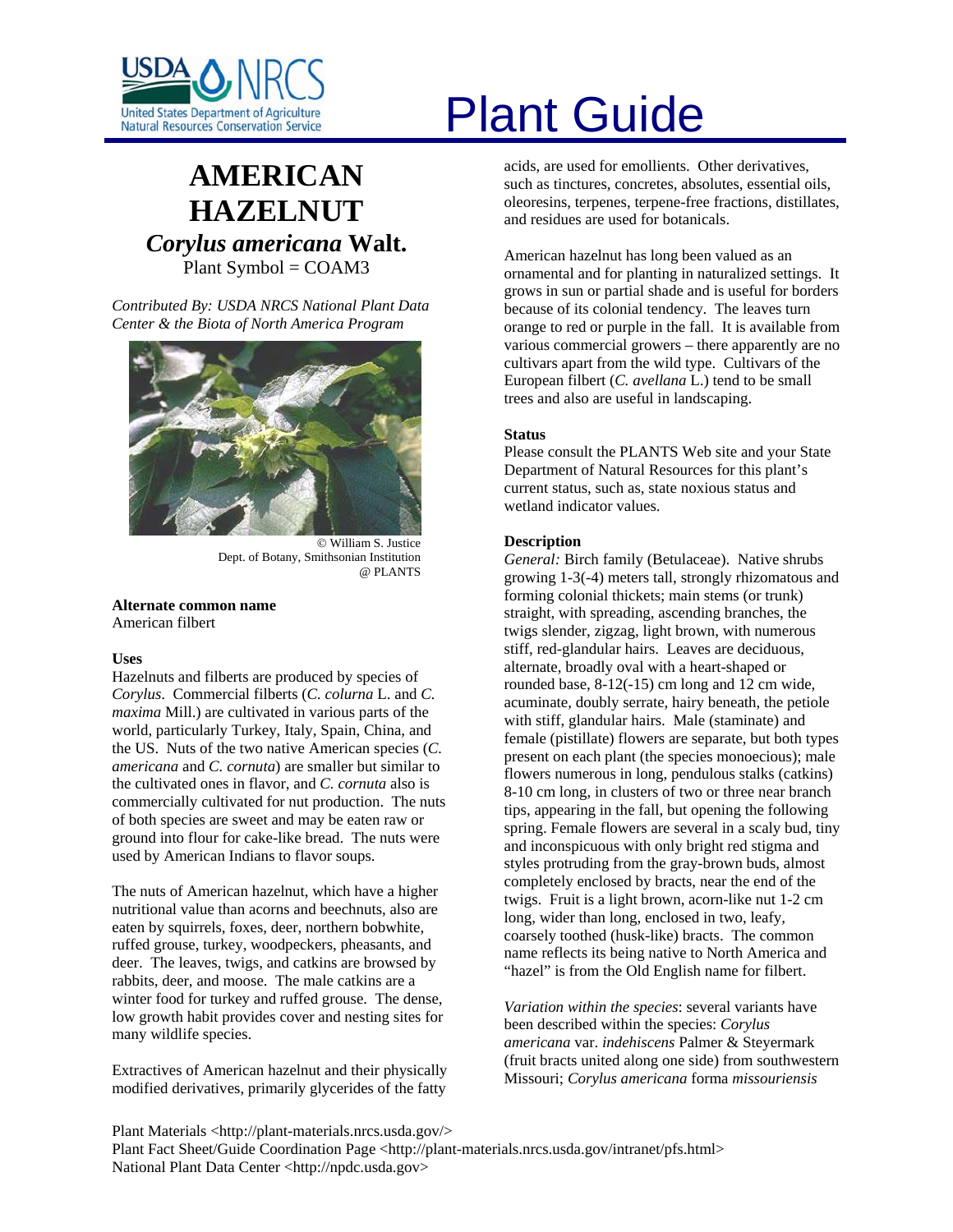# Plant Guide

## AMERICAN HAZELNUT

## *Corylus americana* Walt.

Plant Symbol = COAM3

*Contributed By: USDA NRCS National Plant Data Center & the Biota of North America Program*

© William S. Justice
Dept. of Botany, Smithsonian Institution
@ PLANTS

**Alternate common name**
American filbert

**Uses**
Hazelnuts and filberts are produced by species of *Corylus*. Commercial filberts (*C. colurna* L. and *C. maxima* Mill.) are cultivated in various parts of the world, particularly Turkey, Italy, Spain, China, and the US. Nuts of the two native American species (*C. americana* and *C. cornuta*) are smaller but similar to the cultivated ones in flavor, and *C. cornuta* also is commercially cultivated for nut production. The nuts of both species are sweet and may be eaten raw or ground into flour for cake-like bread. The nuts were used by American Indians to flavor soups.

The nuts of American hazelnut, which have a higher nutritional value than acorns and beechnuts, also are eaten by squirrels, foxes, deer, northern bobwhite, ruffed grouse, turkey, woodpeckers, pheasants, and deer. The leaves, twigs, and catkins are browsed by rabbits, deer, and moose. The male catkins are a winter food for turkey and ruffed grouse. The dense, low growth habit provides cover and nesting sites for many wildlife species.

Extractives of American hazelnut and their physically modified derivatives, primarily glycerides of the fatty acids, are used for emollients. Other derivatives, such as tinctures, concretes, absolutes, essential oils, oleoresins, terpenes, terpene-free fractions, distillates, and residues are used for botanicals.

American hazelnut has long been valued as an ornamental and for planting in naturalized settings. It grows in sun or partial shade and is useful for borders because of its colonial tendency. The leaves turn orange to red or purple in the fall. It is available from various commercial growers – there apparently are no cultivars apart from the wild type. Cultivars of the European filbert (*C. avellana* L.) tend to be small trees and also are useful in landscaping.

**Status**
Please consult the PLANTS Web site and your State Department of Natural Resources for this plant's current status, such as, state noxious status and wetland indicator values.

**Description**
*General:* Birch family (Betulaceae). Native shrubs growing 1-3(-4) meters tall, strongly rhizomatous and forming colonial thickets; main stems (or trunk) straight, with spreading, ascending branches, the twigs slender, zigzag, light brown, with numerous stiff, red-glandular hairs. Leaves are deciduous, alternate, broadly oval with a heart-shaped or rounded base, 8-12(-15) cm long and 12 cm wide, acuminate, doubly serrate, hairy beneath, the petiole with stiff, glandular hairs. Male (staminate) and female (pistillate) flowers are separate, but both types present on each plant (the species monoecious); male flowers numerous in long, pendulous stalks (catkins) 8-10 cm long, in clusters of two or three near branch tips, appearing in the fall, but opening the following spring. Female flowers are several in a scaly bud, tiny and inconspicuous with only bright red stigma and styles protruding from the gray-brown buds, almost completely enclosed by bracts, near the end of the twigs. Fruit is a light brown, acorn-like nut 1-2 cm long, wider than long, enclosed in two, leafy, coarsely toothed (husk-like) bracts. The common name reflects its being native to North America and "hazel" is from the Old English name for filbert.

*Variation within the species*: several variants have been described within the species: *Corylus americana* var. *indehiscens* Palmer & Steyermark (fruit bracts united along one side) from southwestern Missouri; *Corylus americana* forma *missouriensis*

Plant Materials <http://plant-materials.nrcs.usda.gov/>
Plant Fact Sheet/Guide Coordination Page <http://plant-materials.nrcs.usda.gov/intranet/pfs.html>
National Plant Data Center <http://npdc.usda.gov>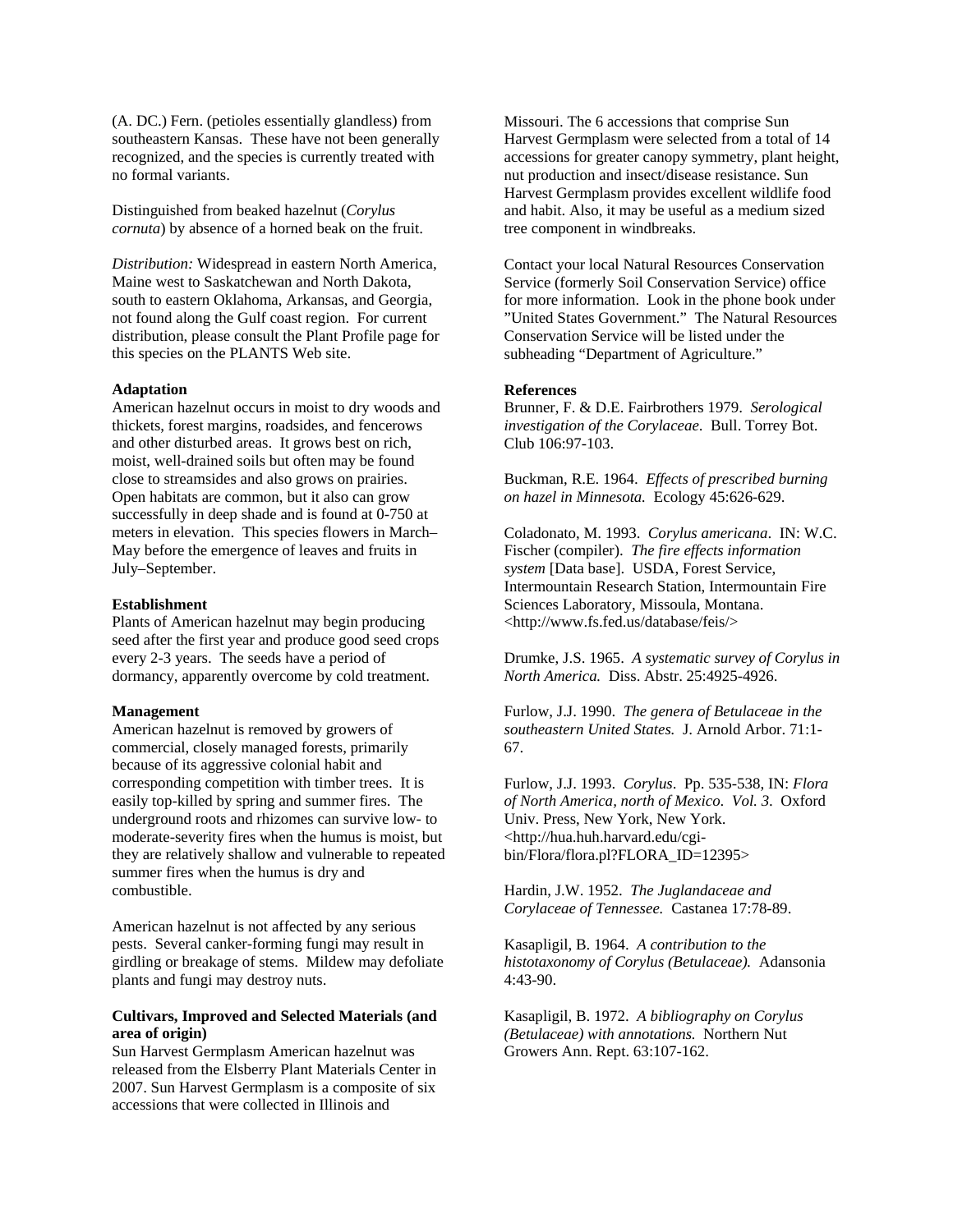(A. DC.) Fern. (petioles essentially glandless) from southeastern Kansas. These have not been generally recognized, and the species is currently treated with no formal variants.

Distinguished from beaked hazelnut (*Corylus cornuta*) by absence of a horned beak on the fruit.

*Distribution:* Widespread in eastern North America, Maine west to Saskatchewan and North Dakota, south to eastern Oklahoma, Arkansas, and Georgia, not found along the Gulf coast region. For current distribution, please consult the Plant Profile page for this species on the PLANTS Web site.

**Adaptation**

American hazelnut occurs in moist to dry woods and thickets, forest margins, roadsides, and fencerows and other disturbed areas. It grows best on rich, moist, well-drained soils but often may be found close to streamsides and also grows on prairies. Open habitats are common, but it also can grow successfully in deep shade and is found at 0-750 at meters in elevation. This species flowers in March–May before the emergence of leaves and fruits in July–September.

**Establishment**

Plants of American hazelnut may begin producing seed after the first year and produce good seed crops every 2-3 years. The seeds have a period of dormancy, apparently overcome by cold treatment.

**Management**

American hazelnut is removed by growers of commercial, closely managed forests, primarily because of its aggressive colonial habit and corresponding competition with timber trees. It is easily top-killed by spring and summer fires. The underground roots and rhizomes can survive low- to moderate-severity fires when the humus is moist, but they are relatively shallow and vulnerable to repeated summer fires when the humus is dry and combustible.

American hazelnut is not affected by any serious pests. Several canker-forming fungi may result in girdling or breakage of stems. Mildew may defoliate plants and fungi may destroy nuts.

**Cultivars, Improved and Selected Materials (and area of origin)**

Sun Harvest Germplasm American hazelnut was released from the Elsberry Plant Materials Center in 2007. Sun Harvest Germplasm is a composite of six accessions that were collected in Illinois and Missouri. The 6 accessions that comprise Sun Harvest Germplasm were selected from a total of 14 accessions for greater canopy symmetry, plant height, nut production and insect/disease resistance. Sun Harvest Germplasm provides excellent wildlife food and habit. Also, it may be useful as a medium sized tree component in windbreaks.

Contact your local Natural Resources Conservation Service (formerly Soil Conservation Service) office for more information. Look in the phone book under "United States Government." The Natural Resources Conservation Service will be listed under the subheading "Department of Agriculture."

**References**

Brunner, F. & D.E. Fairbrothers 1979. *Serological investigation of the Corylaceae*. Bull. Torrey Bot. Club 106:97-103.

Buckman, R.E. 1964. *Effects of prescribed burning on hazel in Minnesota.* Ecology 45:626-629.

Coladonato, M. 1993. *Corylus americana*. IN: W.C. Fischer (compiler). *The fire effects information system* [Data base]. USDA, Forest Service, Intermountain Research Station, Intermountain Fire Sciences Laboratory, Missoula, Montana. <http://www.fs.fed.us/database/feis/>

Drumke, J.S. 1965. *A systematic survey of Corylus in North America.* Diss. Abstr. 25:4925-4926.

Furlow, J.J. 1990. *The genera of Betulaceae in the southeastern United States.* J. Arnold Arbor. 71:1-67.

Furlow, J.J. 1993. *Corylus*. Pp. 535-538, IN: *Flora of North America, north of Mexico*. *Vol. 3*. Oxford Univ. Press, New York, New York. <http://hua.huh.harvard.edu/cgi-bin/Flora/flora.pl?FLORA_ID=12395>

Hardin, J.W. 1952. *The Juglandaceae and Corylaceae of Tennessee.* Castanea 17:78-89.

Kasapligil, B. 1964. *A contribution to the histotaxonomy of Corylus (Betulaceae).* Adansonia 4:43-90.

Kasapligil, B. 1972. *A bibliography on Corylus (Betulaceae) with annotations.* Northern Nut Growers Ann. Rept. 63:107-162.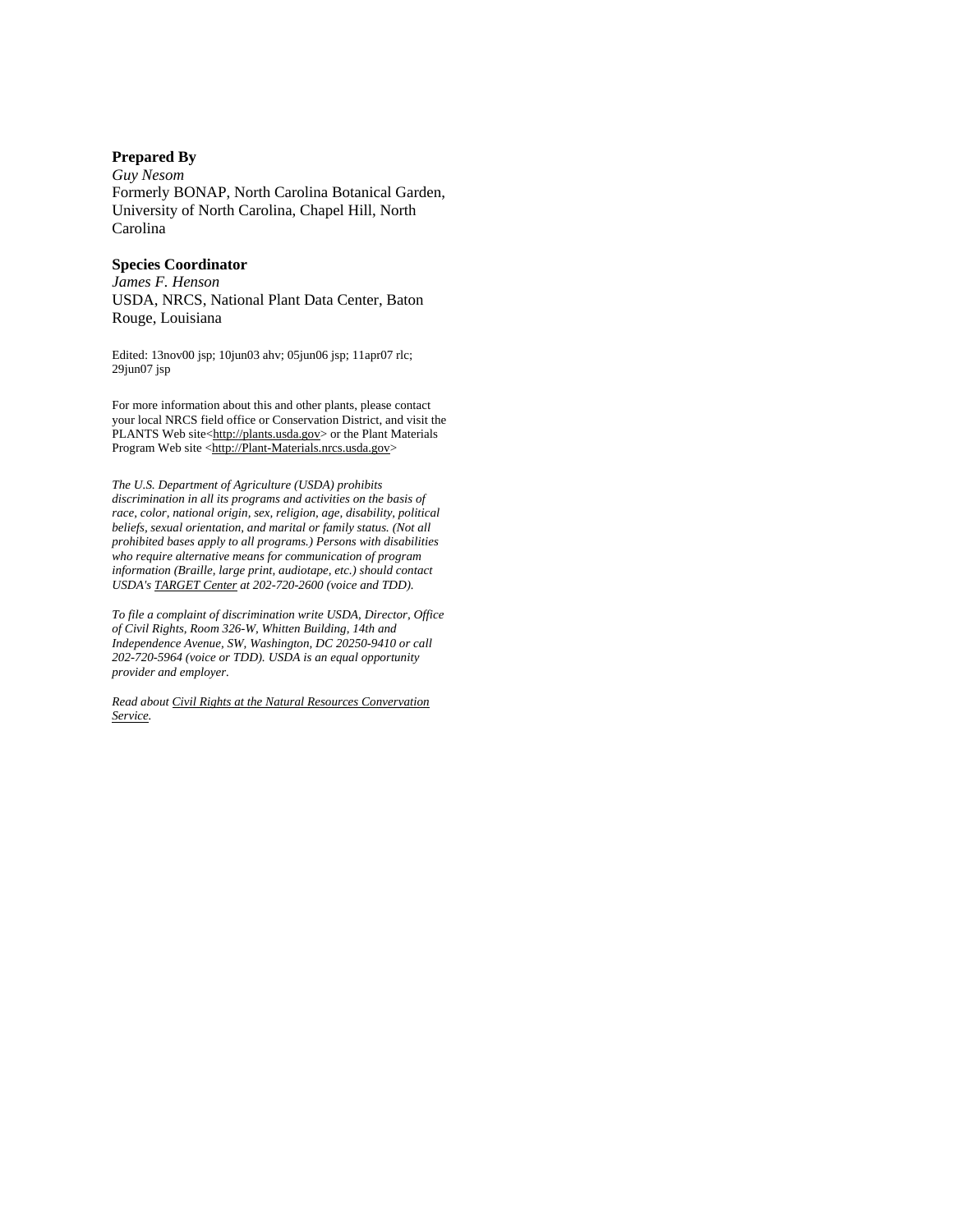**Prepared By**

*Guy Nesom*

Formerly BONAP, North Carolina Botanical Garden, University of North Carolina, Chapel Hill, North Carolina

**Species Coordinator**

*James F. Henson*

USDA, NRCS, National Plant Data Center, Baton Rouge, Louisiana

Edited: 13nov00 jsp; 10jun03 ahv; 05jun06 jsp; 11apr07 rlc; 29jun07 jsp

For more information about this and other plants, please contact your local NRCS field office or Conservation District, and visit the PLANTS Web site<http://plants.usda.gov> or the Plant Materials Program Web site <http://Plant-Materials.nrcs.usda.gov>

*The U.S. Department of Agriculture (USDA) prohibits discrimination in all its programs and activities on the basis of race, color, national origin, sex, religion, age, disability, political beliefs, sexual orientation, and marital or family status. (Not all prohibited bases apply to all programs.) Persons with disabilities who require alternative means for communication of program information (Braille, large print, audiotape, etc.) should contact USDA's TARGET Center at 202-720-2600 (voice and TDD).*

*To file a complaint of discrimination write USDA, Director, Office of Civil Rights, Room 326-W, Whitten Building, 14th and Independence Avenue, SW, Washington, DC 20250-9410 or call 202-720-5964 (voice or TDD). USDA is an equal opportunity provider and employer.*

*Read about Civil Rights at the Natural Resources Convervation Service.*